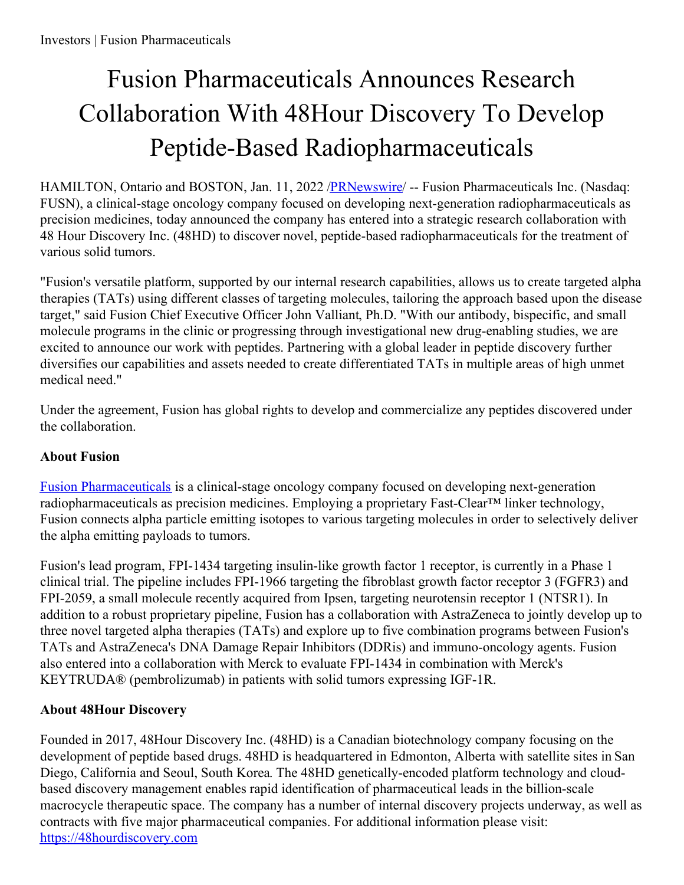# Fusion Pharmaceuticals Announces Research Collaboration With 48Hour Discovery To Develop Peptide-Based Radiopharmaceuticals

HAMILTON, Ontario and BOSTON, Jan. 11, 2022 /PRNewswire/ -- Fusion Pharmaceuticals Inc. (Nasdaq: FUSN), a clinical-stage oncology company focused on developing next-generation radiopharmaceuticals as precision medicines, today announced the company has entered into a strategic research collaboration with 48 Hour Discovery Inc. (48HD) to discover novel, peptide-based radiopharmaceuticals for the treatment of various solid tumors.

"Fusion's versatile platform, supported by our internal research capabilities, allows us to create targeted alpha therapies (TATs) using different classes of targeting molecules, tailoring the approach based upon the disease target," said Fusion Chief Executive Officer John Valliant, Ph.D. "With our antibody, bispecific, and small molecule programs in the clinic or progressing through investigational new drug-enabling studies, we are excited to announce our work with peptides. Partnering with a global leader in peptide discovery further diversifies our capabilities and assets needed to create differentiated TATs in multiple areas of high unmet medical need."

Under the agreement, Fusion has global rights to develop and commercialize any peptides discovered under the collaboration.

**About Fusion**

Fusion Pharmaceuticals is a clinical-stage oncology company focused on developing next-generation radiopharmaceuticals as precision medicines. Employing a proprietary Fast-Clear™ linker technology, Fusion connects alpha particle emitting isotopes to various targeting molecules in order to selectively deliver the alpha emitting payloads to tumors.

Fusion's lead program, FPI-1434 targeting insulin-like growth factor 1 receptor, is currently in a Phase 1 clinical trial. The pipeline includes FPI-1966 targeting the fibroblast growth factor receptor 3 (FGFR3) and FPI-2059, a small molecule recently acquired from Ipsen, targeting neurotensin receptor 1 (NTSR1). In addition to a robust proprietary pipeline, Fusion has a collaboration with AstraZeneca to jointly develop up to three novel targeted alpha therapies (TATs) and explore up to five combination programs between Fusion's TATs and AstraZeneca's DNA Damage Repair Inhibitors (DDRis) and immuno-oncology agents. Fusion also entered into a collaboration with Merck to evaluate FPI-1434 in combination with Merck's KEYTRUDA® (pembrolizumab) in patients with solid tumors expressing IGF-1R.

**About 48Hour Discovery**

Founded in 2017, 48Hour Discovery Inc. (48HD) is a Canadian biotechnology company focusing on the development of peptide based drugs. 48HD is headquartered in Edmonton, Alberta with satellite sites in San Diego, California and Seoul, South Korea. The 48HD genetically-encoded platform technology and cloud-based discovery management enables rapid identification of pharmaceutical leads in the billion-scale macrocycle therapeutic space. The company has a number of internal discovery projects underway, as well as contracts with five major pharmaceutical companies. For additional information please visit: https://48hourdiscovery.com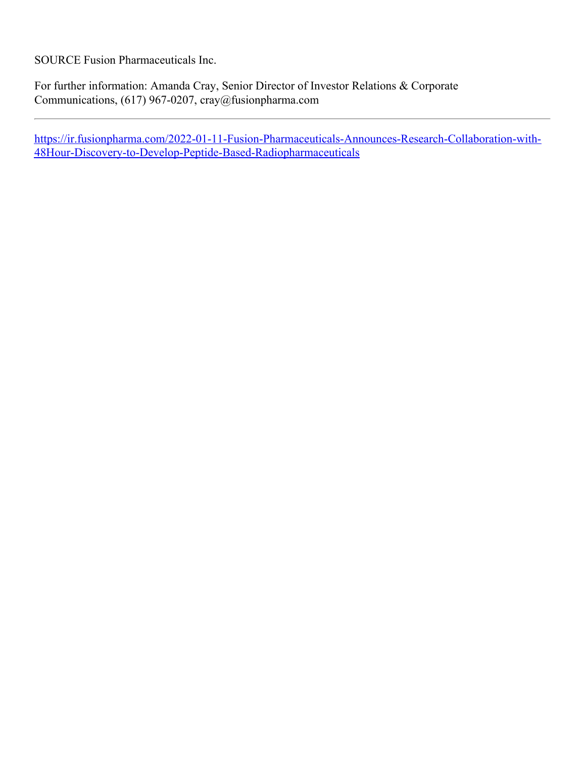SOURCE Fusion Pharmaceuticals Inc.

For further information: Amanda Cray, Senior Director of Investor Relations & Corporate Communications, (617) 967-0207, cray@fusionpharma.com

---

https://ir.fusionpharma.com/2022-01-11-Fusion-Pharmaceuticals-Announces-Research-Collaboration-with-48Hour-Discovery-to-Develop-Peptide-Based-Radiopharmaceuticals